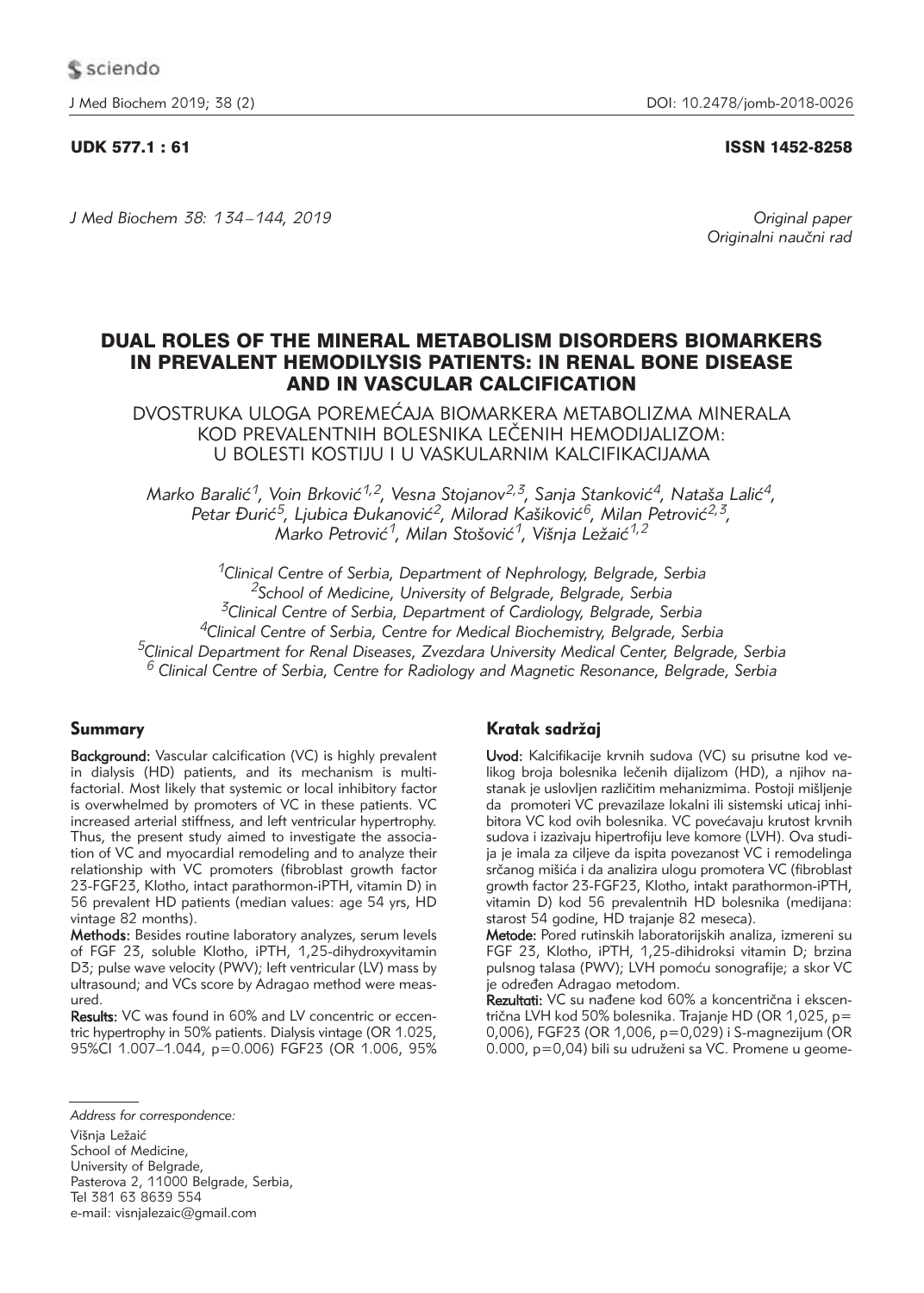UDK 577.1 : 61 ISSN 1452-8258

*J Med Biochem 38: 134–144, 2019*

*Original paper*
*Originalni naučni rad*

# DUAL ROLES OF THE MINERAL METABOLISM DISORDERS BIOMARKERS IN PREVALENT HEMODILYSIS PATIENTS: IN RENAL BONE DISEASE AND IN VASCULAR CALCIFICATION

## DVOSTRUKA ULOGA POREMEĆAJA BIOMARKERA METABOLIZMA MINERALA KOD PREVALENTNIH BOLESNIKA LEČENIH HEMODIJALIZOM: U BOLESTI KOSTIJU I U VASKULARNIM KALCIFIKACIJAMA

*Marko Baralić[1], Voin Brković[1,2], Vesna Stojanov[2,3], Sanja Stanković[4], Nataša Lalić[4], Petar Đurić[5], Ljubica Đukanović[2], Milorad Kašiković[6], Milan Petrović[2,3], Marko Petrović[1], Milan Stošović[1], Višnja Ležaić[1,2]*

[1]Clinical Centre of Serbia, Department of Nephrology, Belgrade, Serbia
[2]School of Medicine, University of Belgrade, Belgrade, Serbia
[3]Clinical Centre of Serbia, Department of Cardiology, Belgrade, Serbia
[4]Clinical Centre of Serbia, Centre for Medical Biochemistry, Belgrade, Serbia
[5]Clinical Department for Renal Diseases, Zvezdara University Medical Center, Belgrade, Serbia
[6] Clinical Centre of Serbia, Centre for Radiology and Magnetic Resonance, Belgrade, Serbia

### Summary

**Background:** Vascular calcification (VC) is highly prevalent in dialysis (HD) patients, and its mechanism is multifactorial. Most likely that systemic or local inhibitory factor is overwhelmed by promoters of VC in these patients. VC increased arterial stiffness, and left ventricular hypertrophy. Thus, the present study aimed to investigate the association of VC and myocardial remodeling and to analyze their relationship with VC promoters (fibroblast growth factor 23-FGF23, Klotho, intact parathormon-iPTH, vitamin D) in 56 prevalent HD patients (median values: age 54 yrs, HD vintage 82 months).

**Methods:** Besides routine laboratory analyzes, serum levels of FGF 23, soluble Klotho, iPTH, 1,25-dihydroxyvitamin D3; pulse wave velocity (PWV); left ventricular (LV) mass by ultrasound; and VCs score by Adragao method were measured.

**Results:** VC was found in 60% and LV concentric or eccentric hypertrophy in 50% patients. Dialysis vintage (OR 1.025, 95%CI 1.007–1.044, p=0.006) FGF23 (OR 1.006, 95%

### Kratak sadržaj

**Uvod:** Kalcifikacije krvnih sudova (VC) su prisutne kod velikog broja bolesnika lečenih dijalizom (HD), a njihov nastanak je uslovljen različitim mehanizmima. Postoji mišljenje da promoteri VC prevazilaze lokalni ili sistemski uticaj inhibitora VC kod ovih bolesnika. VC povećavaju krutost krvnih sudova i izazivaju hipertrofiju leve komore (LVH). Ova studija je imala za ciljeve da ispita povezanost VC i remodelinga srčanog mišića i da analizira ulogu promotera VC (fibroblast growth factor 23-FGF23, Klotho, intakt parathormon-iPTH, vitamin D) kod 56 prevalentnih HD bolesnika (medijana: starost 54 godine, HD trajanje 82 meseca).

**Metode:** Pored rutinskih laboratorijskih analiza, izmereni su FGF 23, Klotho, iPTH, 1,25-dihidroksi vitamin D; brzina pulsnog talasa (PWV); LVH pomoću sonografije; a skor VC je određen Adragao metodom.

**Rezultati:** VC su nađene kod 60% a koncentrična i ekscentrična LVH kod 50% bolesnika. Trajanje HD (OR 1,025, p= 0,006), FGF23 (OR 1,006, p=0,029) i S-magnezijum (OR 0.000, p=0,04) bili su udruženi sa VC. Promene u geome-

*Address for correspondence:*
Višnja Ležaić
School of Medicine,
University of Belgrade,
Pasterova 2, 11000 Belgrade, Serbia,
Tel 381 63 8639 554
e-mail: visnjalezaic@gmail.com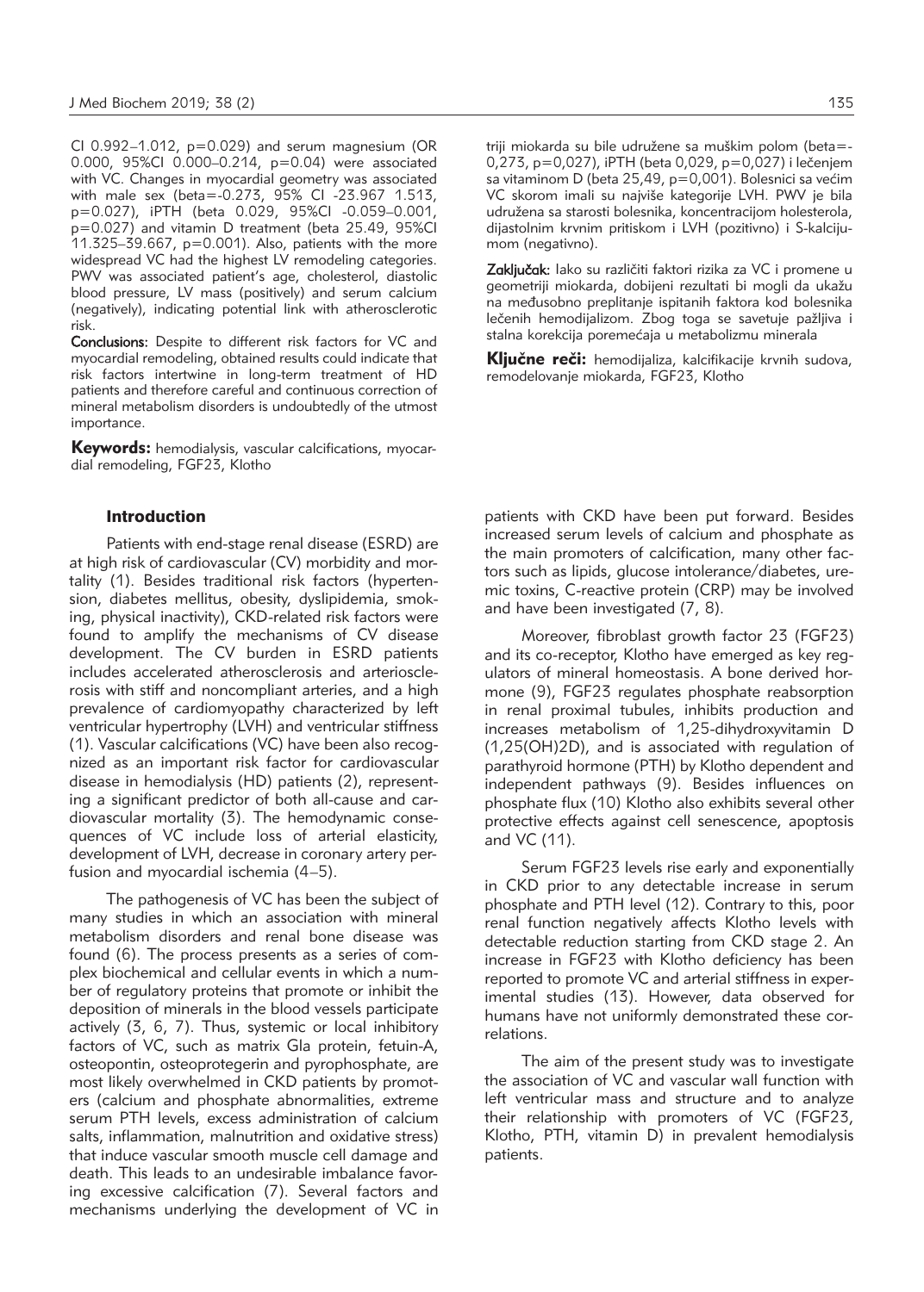CI 0.992–1.012, p=0.029) and serum magnesium (OR 0.000, 95%CI 0.000–0.214, p=0.04) were associated with VC. Changes in myocardial geometry was associated with male sex (beta=-0.273, 95% CI -23.967 1.513, p=0.027), iPTH (beta 0.029, 95%CI -0.059–0.001, p=0.027) and vitamin D treatment (beta 25.49, 95%CI 11.325–39.667, p=0.001). Also, patients with the more widespread VC had the highest LV remodeling categories. PWV was associated patient's age, cholesterol, diastolic blood pressure, LV mass (positively) and serum calcium (negatively), indicating potential link with atherosclerotic risk.

**Conclusions:** Despite to different risk factors for VC and myocardial remodeling, obtained results could indicate that risk factors intertwine in long-term treatment of HD patients and therefore careful and continuous correction of mineral metabolism disorders is undoubtedly of the utmost importance.

**Keywords:** hemodialysis, vascular calcifications, myocardial remodeling, FGF23, Klotho

triji miokarda su bile udružene sa muškim polom (beta=-0,273, p=0,027), iPTH (beta 0,029, p=0,027) i lečenjem sa vitaminom D (beta 25,49, p=0,001). Bolesnici sa većim VC skorom imali su najviše kategorije LVH. PWV je bila udružena sa starosti bolesnika, koncentracijom holesterola, dijastolnim krvnim pritiskom i LVH (pozitivno) i S-kalcijumom (negativno).

**Zaključak:** Iako su različiti faktori rizika za VC i promene u geometriji miokarda, dobijeni rezultati bi mogli da ukažu na međusobno preplitanje ispitanih faktora kod bolesnika lečenih hemodijalizom. Zbog toga se savetuje pažljiva i stalna korekcija poremećaja u metabolizmu minerala

**Ključne reči:** hemodijaliza, kalcifikacije krvnih sudova, remodelovanje miokarda, FGF23, Klotho

## Introduction

Patients with end-stage renal disease (ESRD) are at high risk of cardiovascular (CV) morbidity and mortality (1). Besides traditional risk factors (hypertension, diabetes mellitus, obesity, dyslipidemia, smoking, physical inactivity), CKD-related risk factors were found to amplify the mechanisms of CV disease development. The CV burden in ESRD patients includes accelerated atherosclerosis and arteriosclerosis with stiff and noncompliant arteries, and a high prevalence of cardiomyopathy characterized by left ventricular hypertrophy (LVH) and ventricular stiffness (1). Vascular calcifications (VC) have been also recognized as an important risk factor for cardiovascular disease in hemodialysis (HD) patients (2), representing a significant predictor of both all-cause and cardiovascular mortality (3). The hemodynamic consequences of VC include loss of arterial elasticity, development of LVH, decrease in coronary artery perfusion and myocardial ischemia (4–5).

The pathogenesis of VC has been the subject of many studies in which an association with mineral metabolism disorders and renal bone disease was found (6). The process presents as a series of complex biochemical and cellular events in which a number of regulatory proteins that promote or inhibit the deposition of minerals in the blood vessels participate actively (3, 6, 7). Thus, systemic or local inhibitory factors of VC, such as matrix Gla protein, fetuin-A, osteopontin, osteoprotegerin and pyrophosphate, are most likely overwhelmed in CKD patients by promoters (calcium and phosphate abnormalities, extreme serum PTH levels, excess administration of calcium salts, inflammation, malnutrition and oxidative stress) that induce vascular smooth muscle cell damage and death. This leads to an undesirable imbalance favoring excessive calcification (7). Several factors and mechanisms underlying the development of VC in patients with CKD have been put forward. Besides increased serum levels of calcium and phosphate as the main promoters of calcification, many other factors such as lipids, glucose intolerance/diabetes, uremic toxins, C-reactive protein (CRP) may be involved and have been investigated (7, 8).

Moreover, fibroblast growth factor 23 (FGF23) and its co-receptor, Klotho have emerged as key regulators of mineral homeostasis. A bone derived hormone (9), FGF23 regulates phosphate reabsorption in renal proximal tubules, inhibits production and increases metabolism of 1,25-dihydroxyvitamin D (1,25(OH)2D), and is associated with regulation of parathyroid hormone (PTH) by Klotho dependent and independent pathways (9). Besides influences on phosphate flux (10) Klotho also exhibits several other protective effects against cell senescence, apoptosis and VC (11).

Serum FGF23 levels rise early and exponentially in CKD prior to any detectable increase in serum phosphate and PTH level (12). Contrary to this, poor renal function negatively affects Klotho levels with detectable reduction starting from CKD stage 2. An increase in FGF23 with Klotho deficiency has been reported to promote VC and arterial stiffness in experimental studies (13). However, data observed for humans have not uniformly demonstrated these correlations.

The aim of the present study was to investigate the association of VC and vascular wall function with left ventricular mass and structure and to analyze their relationship with promoters of VC (FGF23, Klotho, PTH, vitamin D) in prevalent hemodialysis patients.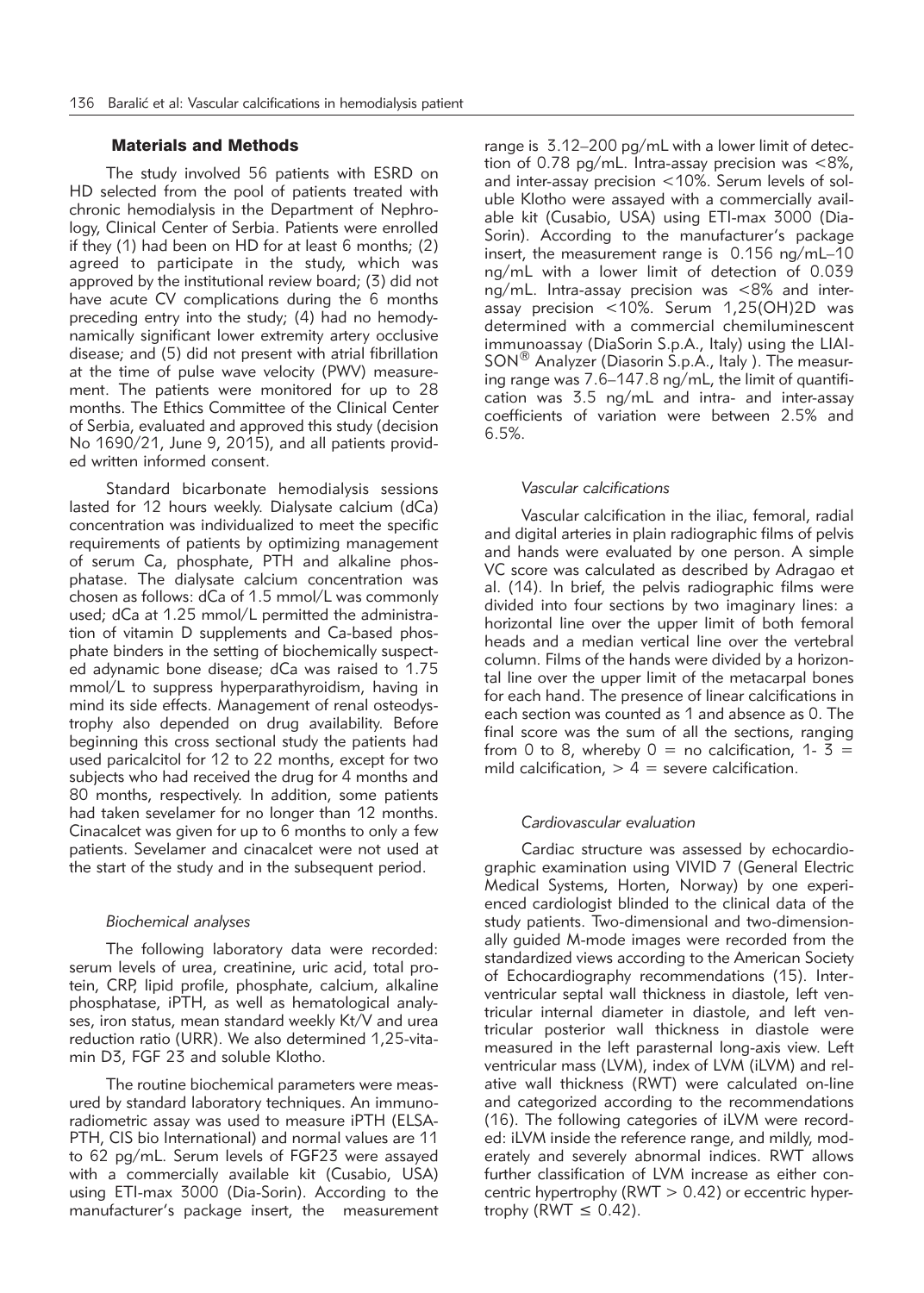## Materials and Methods

The study involved 56 patients with ESRD on HD selected from the pool of patients treated with chronic hemodialysis in the Department of Nephrology, Clinical Center of Serbia. Patients were enrolled if they (1) had been on HD for at least 6 months; (2) agreed to participate in the study, which was approved by the institutional review board; (3) did not have acute CV complications during the 6 months preceding entry into the study; (4) had no hemodynamically significant lower extremity artery occlusive disease; and (5) did not present with atrial fibrillation at the time of pulse wave velocity (PWV) measurement. The patients were monitored for up to 28 months. The Ethics Committee of the Clinical Center of Serbia, evaluated and approved this study (decision No 1690/21, June 9, 2015), and all patients provided written informed consent.

Standard bicarbonate hemodialysis sessions lasted for 12 hours weekly. Dialysate calcium (dCa) concentration was individualized to meet the specific requirements of patients by optimizing management of serum Ca, phosphate, PTH and alkaline phosphatase. The dialysate calcium concentration was chosen as follows: dCa of 1.5 mmol/L was commonly used; dCa at 1.25 mmol/L permitted the administration of vitamin D supplements and Ca-based phosphate binders in the setting of biochemically suspected adynamic bone disease; dCa was raised to 1.75 mmol/L to suppress hyperparathyroidism, having in mind its side effects. Management of renal osteodystrophy also depended on drug availability. Before beginning this cross sectional study the patients had used paricalcitol for 12 to 22 months, except for two subjects who had received the drug for 4 months and 80 months, respectively. In addition, some patients had taken sevelamer for no longer than 12 months. Cinacalcet was given for up to 6 months to only a few patients. Sevelamer and cinacalcet were not used at the start of the study and in the subsequent period.

### *Biochemical analyses*

The following laboratory data were recorded: serum levels of urea, creatinine, uric acid, total protein, CRP, lipid profile, phosphate, calcium, alkaline phosphatase, iPTH, as well as hematological analyses, iron status, mean standard weekly Kt/V and urea reduction ratio (URR). We also determined 1,25-vitamin D3, FGF 23 and soluble Klotho.

The routine biochemical parameters were measured by standard laboratory techniques. An immunoradiometric assay was used to measure iPTH (ELSA-PTH, CIS bio International) and normal values are 11 to 62 pg/mL. Serum levels of FGF23 were assayed with a commercially available kit (Cusabio, USA) using ETI-max 3000 (Dia-Sorin). According to the manufacturer's package insert, the measurement range is 3.12–200 pg/mL with a lower limit of detection of 0.78 pg/mL. Intra-assay precision was <8%, and inter-assay precision <10%. Serum levels of soluble Klotho were assayed with a commercially available kit (Cusabio, USA) using ETI-max 3000 (Dia-Sorin). According to the manufacturer's package insert, the measurement range is 0.156 ng/mL–10 ng/mL with a lower limit of detection of 0.039 ng/mL. Intra-assay precision was <8% and inter-assay precision <10%. Serum 1,25(OH)2D was determined with a commercial chemiluminescent immunoassay (DiaSorin S.p.A., Italy) using the LIAISON® Analyzer (Diasorin S.p.A., Italy ). The measuring range was 7.6–147.8 ng/mL, the limit of quantification was 3.5 ng/mL and intra- and inter-assay coefficients of variation were between 2.5% and 6.5%.

### *Vascular calcifications*

Vascular calcification in the iliac, femoral, radial and digital arteries in plain radiographic films of pelvis and hands were evaluated by one person. A simple VC score was calculated as described by Adragao et al. (14). In brief, the pelvis radiographic films were divided into four sections by two imaginary lines: a horizontal line over the upper limit of both femoral heads and a median vertical line over the vertebral column. Films of the hands were divided by a horizontal line over the upper limit of the metacarpal bones for each hand. The presence of linear calcifications in each section was counted as 1 and absence as 0. The final score was the sum of all the sections, ranging from 0 to 8, whereby 0 = no calcification, 1- 3 = mild calcification, > 4 = severe calcification.

### *Cardiovascular evaluation*

Cardiac structure was assessed by echocardiographic examination using VIVID 7 (General Electric Medical Systems, Horten, Norway) by one experienced cardiologist blinded to the clinical data of the study patients. Two-dimensional and two-dimensionally guided M-mode images were recorded from the standardized views according to the American Society of Echocardiography recommendations (15). Interventricular septal wall thickness in diastole, left ventricular internal diameter in diastole, and left ventricular posterior wall thickness in diastole were measured in the left parasternal long-axis view. Left ventricular mass (LVM), index of LVM (iLVM) and relative wall thickness (RWT) were calculated on-line and categorized according to the recommendations (16). The following categories of iLVM were recorded: iLVM inside the reference range, and mildly, moderately and severely abnormal indices. RWT allows further classification of LVM increase as either concentric hypertrophy (RWT > 0.42) or eccentric hypertrophy (RWT ≤ 0.42).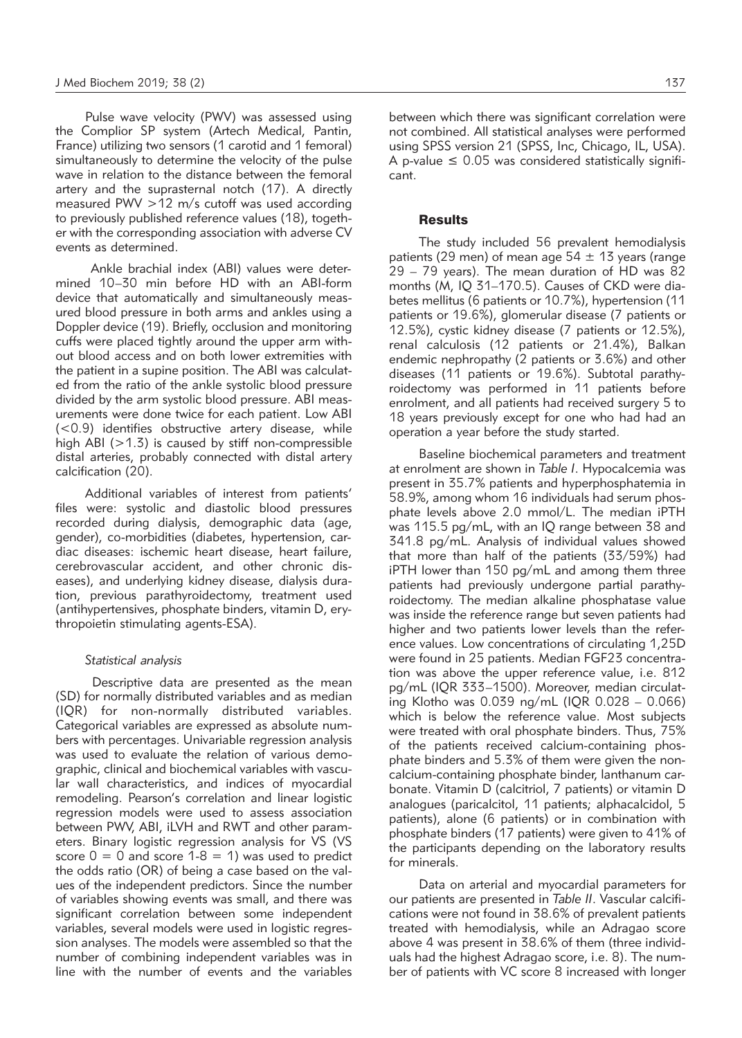Pulse wave velocity (PWV) was assessed using the Complior SP system (Artech Medical, Pantin, France) utilizing two sensors (1 carotid and 1 femoral) simultaneously to determine the velocity of the pulse wave in relation to the distance between the femoral artery and the suprasternal notch (17). A directly measured PWV >12 m/s cutoff was used according to previously published reference values (18), together with the corresponding association with adverse CV events as determined.

Ankle brachial index (ABI) values were determined 10–30 min before HD with an ABI-form device that automatically and simultaneously measured blood pressure in both arms and ankles using a Doppler device (19). Briefly, occlusion and monitoring cuffs were placed tightly around the upper arm without blood access and on both lower extremities with the patient in a supine position. The ABI was calculated from the ratio of the ankle systolic blood pressure divided by the arm systolic blood pressure. ABI measurements were done twice for each patient. Low ABI (<0.9) identifies obstructive artery disease, while high ABI (>1.3) is caused by stiff non-compressible distal arteries, probably connected with distal artery calcification (20).

Additional variables of interest from patients' files were: systolic and diastolic blood pressures recorded during dialysis, demographic data (age, gender), co-morbidities (diabetes, hypertension, cardiac diseases: ischemic heart disease, heart failure, cerebrovascular accident, and other chronic diseases), and underlying kidney disease, dialysis duration, previous parathyroidectomy, treatment used (antihypertensives, phosphate binders, vitamin D, erythropoietin stimulating agents-ESA).

### *Statistical analysis*

Descriptive data are presented as the mean (SD) for normally distributed variables and as median (IQR) for non-normally distributed variables. Categorical variables are expressed as absolute numbers with percentages. Univariable regression analysis was used to evaluate the relation of various demographic, clinical and biochemical variables with vascular wall characteristics, and indices of myocardial remodeling. Pearson's correlation and linear logistic regression models were used to assess association between PWV, ABI, iLVH and RWT and other parameters. Binary logistic regression analysis for VS (VS score 0 = 0 and score 1-8 = 1) was used to predict the odds ratio (OR) of being a case based on the values of the independent predictors. Since the number of variables showing events was small, and there was significant correlation between some independent variables, several models were used in logistic regression analyses. The models were assembled so that the number of combining independent variables was in line with the number of events and the variables between which there was significant correlation were not combined. All statistical analyses were performed using SPSS version 21 (SPSS, Inc, Chicago, IL, USA). A p-value $\leq 0.05$ was considered statistically significant.

## Results

The study included 56 prevalent hemodialysis patients (29 men) of mean age $54 \pm 13$ years (range 29 – 79 years). The mean duration of HD was 82 months (M, IQ 31–170.5). Causes of CKD were diabetes mellitus (6 patients or 10.7%), hypertension (11 patients or 19.6%), glomerular disease (7 patients or 12.5%), cystic kidney disease (7 patients or 12.5%), renal calculosis (12 patients or 21.4%), Balkan endemic nephropathy (2 patients or 3.6%) and other diseases (11 patients or 19.6%). Subtotal parathyroidectomy was performed in 11 patients before enrolment, and all patients had received surgery 5 to 18 years previously except for one who had had an operation a year before the study started.

Baseline biochemical parameters and treatment at enrolment are shown in *Table I*. Hypocalcemia was present in 35.7% patients and hyperphosphatemia in 58.9%, among whom 16 individuals had serum phosphate levels above 2.0 mmol/L. The median iPTH was 115.5 pg/mL, with an IQ range between 38 and 341.8 pg/mL. Analysis of individual values showed that more than half of the patients (33/59%) had iPTH lower than 150 pg/mL and among them three patients had previously undergone partial parathyroidectomy. The median alkaline phosphatase value was inside the reference range but seven patients had higher and two patients lower levels than the reference values. Low concentrations of circulating 1,25D were found in 25 patients. Median FGF23 concentration was above the upper reference value, i.e. 812 pg/mL (IQR 333–1500). Moreover, median circulating Klotho was 0.039 ng/mL (IQR 0.028 – 0.066) which is below the reference value. Most subjects were treated with oral phosphate binders. Thus, 75% of the patients received calcium-containing phosphate binders and 5.3% of them were given the noncalcium-containing phosphate binder, lanthanum carbonate. Vitamin D (calcitriol, 7 patients) or vitamin D analogues (paricalcitol, 11 patients; alphacalcidol, 5 patients), alone (6 patients) or in combination with phosphate binders (17 patients) were given to 41% of the participants depending on the laboratory results for minerals.

Data on arterial and myocardial parameters for our patients are presented in *Table II*. Vascular calcifications were not found in 38.6% of prevalent patients treated with hemodialysis, while an Adragao score above 4 was present in 38.6% of them (three individuals had the highest Adragao score, i.e. 8). The number of patients with VC score 8 increased with longer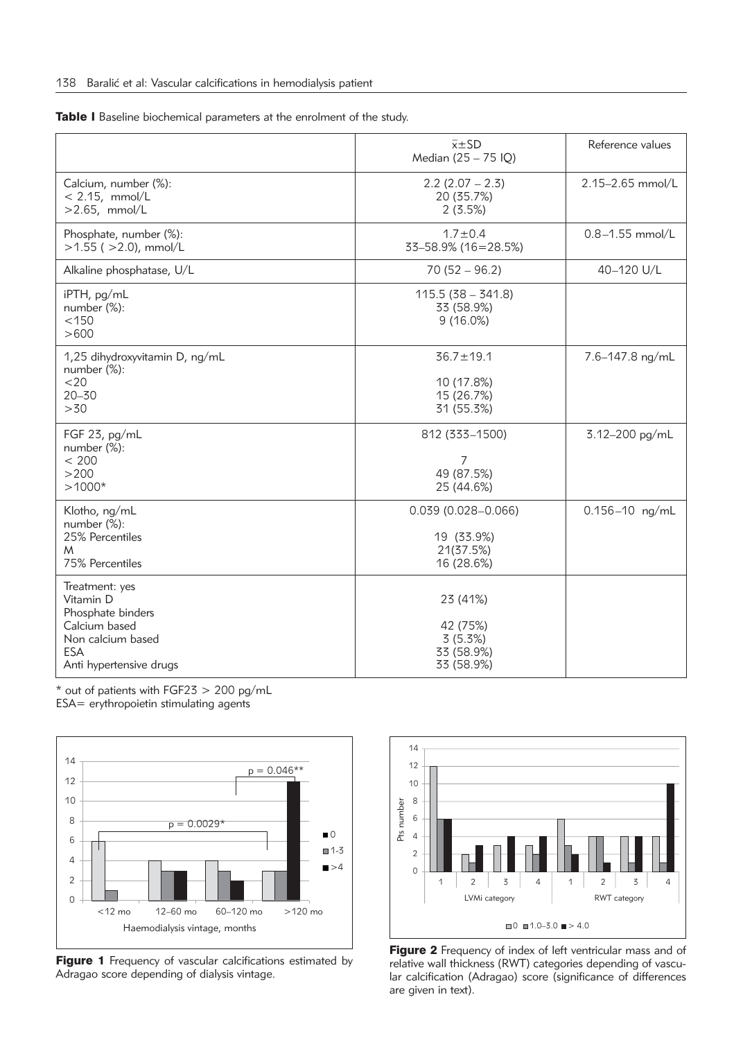**Table I** Baseline biochemical parameters at the enrolment of the study.

| | $\bar{x}$±SD<br>Median (25 – 75 IQ) | Reference values |
|---|---|---|
| Calcium, number (%):<br>< 2.15, mmol/L<br>>2.65, mmol/L | 2.2 (2.07 – 2.3)<br>20 (35.7%)<br>2 (3.5%) | 2.15–2.65 mmol/L |
| Phosphate, number (%):<br>>1.55 ( >2.0), mmol/L | 1.7±0.4<br>33–58.9% (16=28.5%) | 0.8–1.55 mmol/L |
| Alkaline phosphatase, U/L | 70 (52 – 96.2) | 40–120 U/L |
| iPTH, pg/mL<br>number (%):<br><150<br>>600 | 115.5 (38 – 341.8)<br>33 (58.9%)<br>9 (16.0%) | |
| 1,25 dihydroxyvitamin D, ng/mL<br>number (%):<br><20<br>20–30<br>>30 | 36.7±19.1<br><br>10 (17.8%)<br>15 (26.7%)<br>31 (55.3%) | 7.6–147.8 ng/mL |
| FGF 23, pg/mL<br>number (%):<br>< 200<br>>200<br>>1000* | 812 (333–1500)<br><br>7<br>49 (87.5%)<br>25 (44.6%) | 3.12–200 pg/mL |
| Klotho, ng/mL<br>number (%):<br>25% Percentiles<br>M<br>75% Percentiles | 0.039 (0.028–0.066)<br><br>19 (33.9%)<br>21(37.5%)<br>16 (28.6%) | 0.156–10 ng/mL |
| Treatment: yes<br>Vitamin D<br>Phosphate binders<br>Calcium based<br>Non calcium based<br>ESA<br>Anti hypertensive drugs | <br>23 (41%)<br><br>42 (75%)<br>3 (5.3%)<br>33 (58.9%)<br>33 (58.9%) | |

\* out of patients with FGF23 > 200 pg/mL
ESA= erythropoietin stimulating agents

**Figure 1** Frequency of vascular calcifications estimated by Adragao score depending of dialysis vintage.

**Figure 2** Frequency of index of left ventricular mass and of relative wall thickness (RWT) categories depending of vascular calcification (Adragao) score (significance of differences are given in text).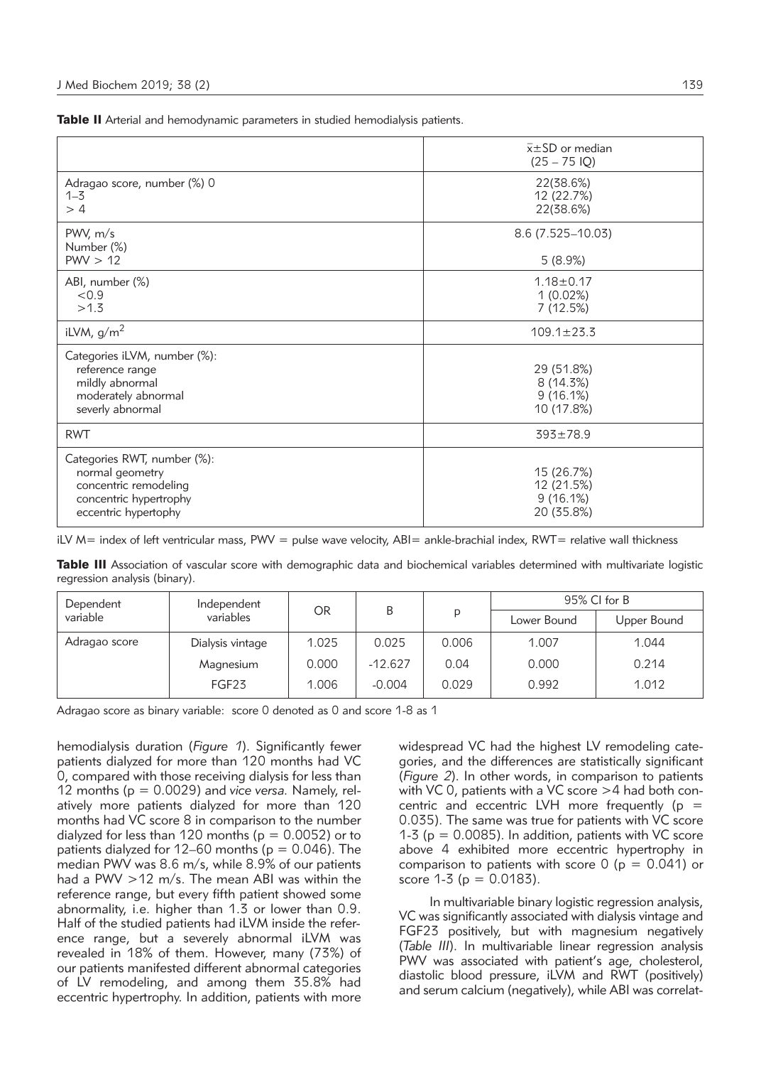**Table II** Arterial and hemodynamic parameters in studied hemodialysis patients.

| | $\bar{x}$±SD or median (25 – 75 IQ) |
|---|---|
| Adragao score, number (%) 0<br>1–3<br>> 4 | 22(38.6%)<br>12 (22.7%)<br>22(38.6%) |
| PWV, m/s<br>Number (%)<br>PWV > 12 | 8.6 (7.525–10.03)<br><br>5 (8.9%) |
| ABI, number (%)<br><0.9<br>>1.3 | 1.18±0.17<br>1 (0.02%)<br>7 (12.5%) |
| iLVM, g/m$^2$ | 109.1±23.3 |
| Categories iLVM, number (%):<br>reference range<br>mildly abnormal<br>moderately abnormal<br>severly abnormal | <br>29 (51.8%)<br>8 (14.3%)<br>9 (16.1%)<br>10 (17.8%) |
| RWT | 393±78.9 |
| Categories RWT, number (%):<br>normal geometry<br>concentric remodeling<br>concentric hypertrophy<br>eccentric hypertophy | <br>15 (26.7%)<br>12 (21.5%)<br>9 (16.1%)<br>20 (35.8%) |

iLV M= index of left ventricular mass, PWV = pulse wave velocity, ABI= ankle-brachial index, RWT= relative wall thickness

**Table III** Association of vascular score with demographic data and biochemical variables determined with multivariate logistic regression analysis (binary).

| Dependent variable | Independent variables | OR | B | p | 95% CI for B | |
|---|---|---|---|---|---|---|
| | | | | | Lower Bound | Upper Bound |
| Adragao score | Dialysis vintage | 1.025 | 0.025 | 0.006 | 1.007 | 1.044 |
| | Magnesium | 0.000 | -12.627 | 0.04 | 0.000 | 0.214 |
| | FGF23 | 1.006 | -0.004 | 0.029 | 0.992 | 1.012 |

Adragao score as binary variable: score 0 denoted as 0 and score 1-8 as 1

hemodialysis duration (*Figure 1*). Significantly fewer patients dialyzed for more than 120 months had VC 0, compared with those receiving dialysis for less than 12 months ($p = 0.0029$) and *vice versa.* Namely, relatively more patients dialyzed for more than 120 months had VC score 8 in comparison to the number dialyzed for less than 120 months ($p = 0.0052$) or to patients dialyzed for 12–60 months ($p = 0.046$). The median PWV was 8.6 m/s, while 8.9% of our patients had a PWV >12 m/s. The mean ABI was within the reference range, but every fifth patient showed some abnormality, i.e. higher than 1.3 or lower than 0.9. Half of the studied patients had iLVM inside the reference range, but a severely abnormal iLVM was revealed in 18% of them. However, many (73%) of our patients manifested different abnormal categories of LV remodeling, and among them 35.8% had eccentric hypertrophy. In addition, patients with more widespread VC had the highest LV remodeling categories, and the differences are statistically significant (*Figure 2*). In other words, in comparison to patients with VC 0, patients with a VC score >4 had both concentric and eccentric LVH more frequently ($p = 0.035$). The same was true for patients with VC score 1-3 ($p = 0.0085$). In addition, patients with VC score above 4 exhibited more eccentric hypertrophy in comparison to patients with score 0 ($p = 0.041$) or score 1-3 ($p = 0.0183$).

In multivariable binary logistic regression analysis, VC was significantly associated with dialysis vintage and FGF23 positively, but with magnesium negatively (*Table III*). In multivariable linear regression analysis PWV was associated with patient's age, cholesterol, diastolic blood pressure, iLVM and RWT (positively) and serum calcium (negatively), while ABI was correlat-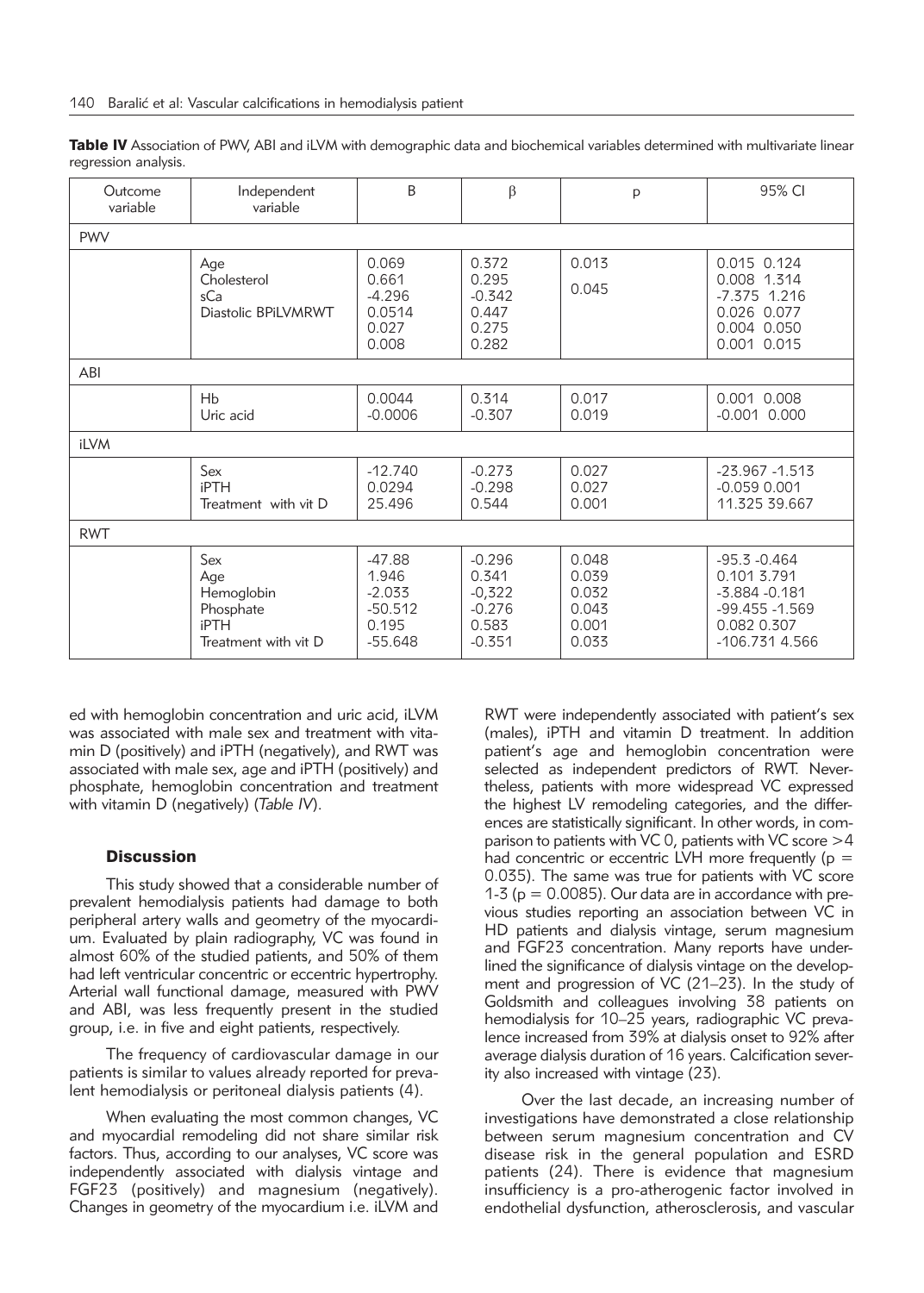**Table IV** Association of PWV, ABI and iLVM with demographic data and biochemical variables determined with multivariate linear regression analysis.

| Outcome variable | Independent variable | B | β | p | 95% CI |
|---|---|---|---|---|---|
| PWV | | | | | |
| | Age<br>Cholesterol<br>sCa<br>Diastolic BPiLVMRWT | 0.069<br>0.661<br>-4.296<br>0.0514<br>0.027<br>0.008 | 0.372<br>0.295<br>-0.342<br>0.447<br>0.275<br>0.282 | 0.013<br><br>0.045 | 0.015 0.124<br>0.008 1.314<br>-7.375 1.216<br>0.026 0.077<br>0.004 0.050<br>0.001 0.015 |
| ABI | | | | | |
| | Hb<br>Uric acid | 0.0044<br>-0.0006 | 0.314<br>-0.307 | 0.017<br>0.019 | 0.001 0.008<br>-0.001 0.000 |
| iLVM | | | | | |
| | Sex<br>iPTH<br>Treatment with vit D | -12.740<br>0.0294<br>25.496 | -0.273<br>-0.298<br>0.544 | 0.027<br>0.027<br>0.001 | -23.967 -1.513<br>-0.059 0.001<br>11.325 39.667 |
| RWT | | | | | |
| | Sex<br>Age<br>Hemoglobin<br>Phosphate<br>iPTH<br>Treatment with vit D | -47.88<br>1.946<br>-2.033<br>-50.512<br>0.195<br>-55.648 | -0.296<br>0.341<br>-0,322<br>-0.276<br>0.583<br>-0.351 | 0.048<br>0.039<br>0.032<br>0.043<br>0.001<br>0.033 | -95.3 -0.464<br>0.101 3.791<br>-3.884 -0.181<br>-99.455 -1.569<br>0.082 0.307<br>-106.731 4.566 |

ed with hemoglobin concentration and uric acid, iLVM was associated with male sex and treatment with vitamin D (positively) and iPTH (negatively), and RWT was associated with male sex, age and iPTH (positively) and phosphate, hemoglobin concentration and treatment with vitamin D (negatively) (*Table IV*).

## Discussion

This study showed that a considerable number of prevalent hemodialysis patients had damage to both peripheral artery walls and geometry of the myocardium. Evaluated by plain radiography, VC was found in almost 60% of the studied patients, and 50% of them had left ventricular concentric or eccentric hypertrophy. Arterial wall functional damage, measured with PWV and ABI, was less frequently present in the studied group, i.e. in five and eight patients, respectively.

The frequency of cardiovascular damage in our patients is similar to values already reported for prevalent hemodialysis or peritoneal dialysis patients (4).

When evaluating the most common changes, VC and myocardial remodeling did not share similar risk factors. Thus, according to our analyses, VC score was independently associated with dialysis vintage and FGF23 (positively) and magnesium (negatively). Changes in geometry of the myocardium i.e. iLVM and RWT were independently associated with patient's sex (males), iPTH and vitamin D treatment. In addition patient's age and hemoglobin concentration were selected as independent predictors of RWT. Nevertheless, patients with more widespread VC expressed the highest LV remodeling categories, and the differences are statistically significant. In other words, in comparison to patients with VC 0, patients with VC score >4 had concentric or eccentric LVH more frequently ($p = 0.035$). The same was true for patients with VC score 1-3 ($p = 0.0085$). Our data are in accordance with previous studies reporting an association between VC in HD patients and dialysis vintage, serum magnesium and FGF23 concentration. Many reports have underlined the significance of dialysis vintage on the development and progression of VC (21–23). In the study of Goldsmith and colleagues involving 38 patients on hemodialysis for 10–25 years, radiographic VC prevalence increased from 39% at dialysis onset to 92% after average dialysis duration of 16 years. Calcification severity also increased with vintage (23).

Over the last decade, an increasing number of investigations have demonstrated a close relationship between serum magnesium concentration and CV disease risk in the general population and ESRD patients (24). There is evidence that magnesium insufficiency is a pro-atherogenic factor involved in endothelial dysfunction, atherosclerosis, and vascular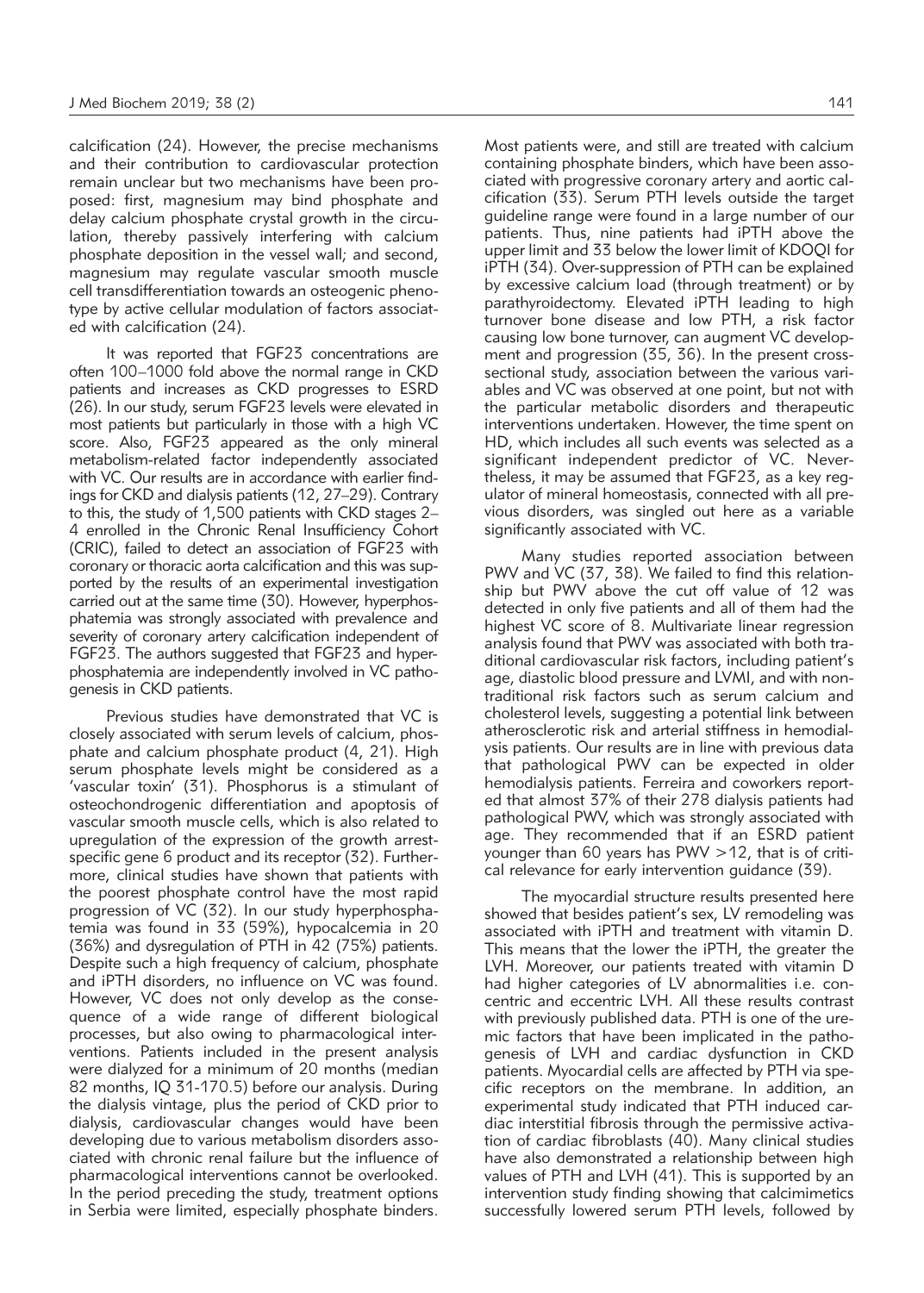calcification (24). However, the precise mechanisms and their contribution to cardiovascular protection remain unclear but two mechanisms have been proposed: first, magnesium may bind phosphate and delay calcium phosphate crystal growth in the circulation, thereby passively interfering with calcium phosphate deposition in the vessel wall; and second, magnesium may regulate vascular smooth muscle cell transdifferentiation towards an osteogenic phenotype by active cellular modulation of factors associated with calcification (24).

It was reported that FGF23 concentrations are often 100–1000 fold above the normal range in CKD patients and increases as CKD progresses to ESRD (26). In our study, serum FGF23 levels were elevated in most patients but particularly in those with a high VC score. Also, FGF23 appeared as the only mineral metabolism-related factor independently associated with VC. Our results are in accordance with earlier findings for CKD and dialysis patients (12, 27–29). Contrary to this, the study of 1,500 patients with CKD stages 2–4 enrolled in the Chronic Renal Insufficiency Cohort (CRIC), failed to detect an association of FGF23 with coronary or thoracic aorta calcification and this was supported by the results of an experimental investigation carried out at the same time (30). However, hyperphosphatemia was strongly associated with prevalence and severity of coronary artery calcification independent of FGF23. The authors suggested that FGF23 and hyperphosphatemia are independently involved in VC pathogenesis in CKD patients.

Previous studies have demonstrated that VC is closely associated with serum levels of calcium, phosphate and calcium phosphate product (4, 21). High serum phosphate levels might be considered as a 'vascular toxin' (31). Phosphorus is a stimulant of osteochondrogenic differentiation and apoptosis of vascular smooth muscle cells, which is also related to upregulation of the expression of the growth arrest-specific gene 6 product and its receptor (32). Furthermore, clinical studies have shown that patients with the poorest phosphate control have the most rapid progression of VC (32). In our study hyperphosphatemia was found in 33 (59%), hypocalcemia in 20 (36%) and dysregulation of PTH in 42 (75%) patients. Despite such a high frequency of calcium, phosphate and iPTH disorders, no influence on VC was found. However, VC does not only develop as the consequence of a wide range of different biological processes, but also owing to pharmacological interventions. Patients included in the present analysis were dialyzed for a minimum of 20 months (median 82 months, IQ 31-170.5) before our analysis. During the dialysis vintage, plus the period of CKD prior to dialysis, cardiovascular changes would have been developing due to various metabolism disorders associated with chronic renal failure but the influence of pharmacological interventions cannot be overlooked. In the period preceding the study, treatment options in Serbia were limited, especially phosphate binders. Most patients were, and still are treated with calcium containing phosphate binders, which have been associated with progressive coronary artery and aortic calcification (33). Serum PTH levels outside the target guideline range were found in a large number of our patients. Thus, nine patients had iPTH above the upper limit and 33 below the lower limit of KDOQI for iPTH (34). Over-suppression of PTH can be explained by excessive calcium load (through treatment) or by parathyroidectomy. Elevated iPTH leading to high turnover bone disease and low PTH, a risk factor causing low bone turnover, can augment VC development and progression (35, 36). In the present cross-sectional study, association between the various variables and VC was observed at one point, but not with the particular metabolic disorders and therapeutic interventions undertaken. However, the time spent on HD, which includes all such events was selected as a significant independent predictor of VC. Nevertheless, it may be assumed that FGF23, as a key regulator of mineral homeostasis, connected with all previous disorders, was singled out here as a variable significantly associated with VC.

Many studies reported association between PWV and VC (37, 38). We failed to find this relationship but PWV above the cut off value of 12 was detected in only five patients and all of them had the highest VC score of 8. Multivariate linear regression analysis found that PWV was associated with both traditional cardiovascular risk factors, including patient's age, diastolic blood pressure and LVMI, and with non-traditional risk factors such as serum calcium and cholesterol levels, suggesting a potential link between atherosclerotic risk and arterial stiffness in hemodialysis patients. Our results are in line with previous data that pathological PWV can be expected in older hemodialysis patients. Ferreira and coworkers reported that almost 37% of their 278 dialysis patients had pathological PWV, which was strongly associated with age. They recommended that if an ESRD patient younger than 60 years has PWV >12, that is of critical relevance for early intervention guidance (39).

The myocardial structure results presented here showed that besides patient's sex, LV remodeling was associated with iPTH and treatment with vitamin D. This means that the lower the iPTH, the greater the LVH. Moreover, our patients treated with vitamin D had higher categories of LV abnormalities i.e. concentric and eccentric LVH. All these results contrast with previously published data. PTH is one of the uremic factors that have been implicated in the pathogenesis of LVH and cardiac dysfunction in CKD patients. Myocardial cells are affected by PTH via specific receptors on the membrane. In addition, an experimental study indicated that PTH induced cardiac interstitial fibrosis through the permissive activation of cardiac fibroblasts (40). Many clinical studies have also demonstrated a relationship between high values of PTH and LVH (41). This is supported by an intervention study finding showing that calcimimetics successfully lowered serum PTH levels, followed by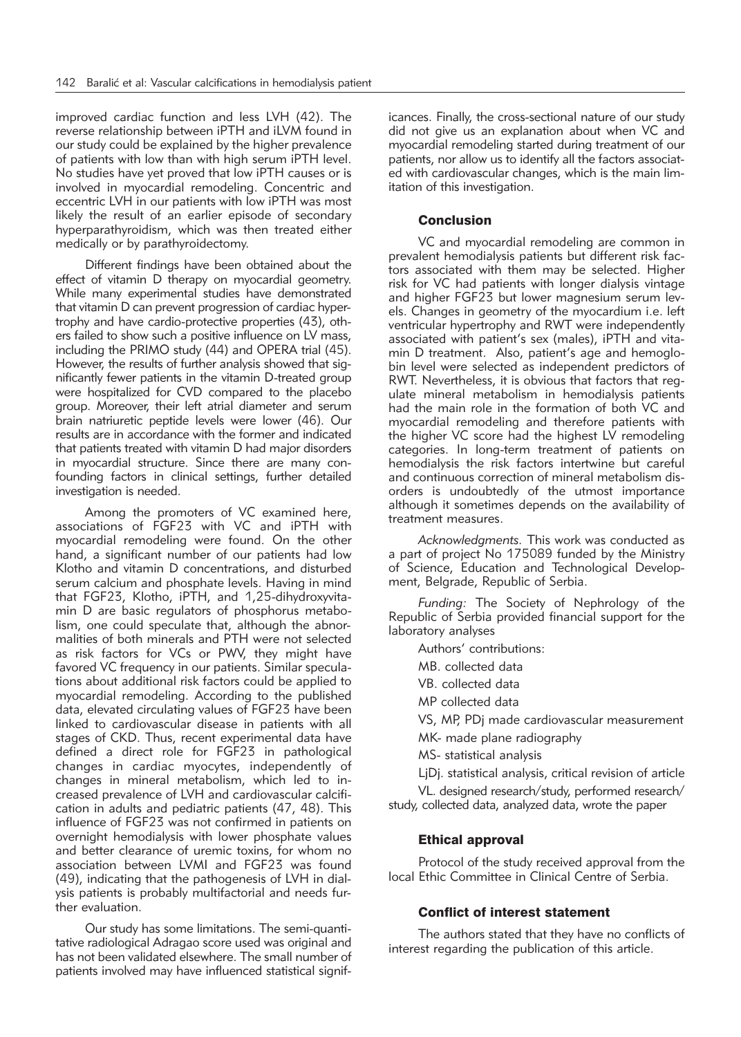improved cardiac function and less LVH (42). The reverse relationship between iPTH and iLVM found in our study could be explained by the higher prevalence of patients with low than with high serum iPTH level. No studies have yet proved that low iPTH causes or is involved in myocardial remodeling. Concentric and eccentric LVH in our patients with low iPTH was most likely the result of an earlier episode of secondary hyperparathyroidism, which was then treated either medically or by parathyroidectomy.

Different findings have been obtained about the effect of vitamin D therapy on myocardial geometry. While many experimental studies have demonstrated that vitamin D can prevent progression of cardiac hypertrophy and have cardio-protective properties (43), others failed to show such a positive influence on LV mass, including the PRIMO study (44) and OPERA trial (45). However, the results of further analysis showed that significantly fewer patients in the vitamin D-treated group were hospitalized for CVD compared to the placebo group. Moreover, their left atrial diameter and serum brain natriuretic peptide levels were lower (46). Our results are in accordance with the former and indicated that patients treated with vitamin D had major disorders in myocardial structure. Since there are many confounding factors in clinical settings, further detailed investigation is needed.

Among the promoters of VC examined here, associations of FGF23 with VC and iPTH with myocardial remodeling were found. On the other hand, a significant number of our patients had low Klotho and vitamin D concentrations, and disturbed serum calcium and phosphate levels. Having in mind that FGF23, Klotho, iPTH, and 1,25-dihydroxyvitamin D are basic regulators of phosphorus metabolism, one could speculate that, although the abnormalities of both minerals and PTH were not selected as risk factors for VCs or PWV, they might have favored VC frequency in our patients. Similar speculations about additional risk factors could be applied to myocardial remodeling. According to the published data, elevated circulating values of FGF23 have been linked to cardiovascular disease in patients with all stages of CKD. Thus, recent experimental data have defined a direct role for FGF23 in pathological changes in cardiac myocytes, independently of changes in mineral metabolism, which led to increased prevalence of LVH and cardiovascular calcification in adults and pediatric patients (47, 48). This influence of FGF23 was not confirmed in patients on overnight hemodialysis with lower phosphate values and better clearance of uremic toxins, for whom no association between LVMI and FGF23 was found (49), indicating that the pathogenesis of LVH in dialysis patients is probably multifactorial and needs further evaluation.

Our study has some limitations. The semi-quantitative radiological Adragao score used was original and has not been validated elsewhere. The small number of patients involved may have influenced statistical significances. Finally, the cross-sectional nature of our study did not give us an explanation about when VC and myocardial remodeling started during treatment of our patients, nor allow us to identify all the factors associated with cardiovascular changes, which is the main limitation of this investigation.

## Conclusion

VC and myocardial remodeling are common in prevalent hemodialysis patients but different risk factors associated with them may be selected. Higher risk for VC had patients with longer dialysis vintage and higher FGF23 but lower magnesium serum levels. Changes in geometry of the myocardium i.e. left ventricular hypertrophy and RWT were independently associated with patient's sex (males), iPTH and vitamin D treatment. Also, patient's age and hemoglobin level were selected as independent predictors of RWT. Nevertheless, it is obvious that factors that regulate mineral metabolism in hemodialysis patients had the main role in the formation of both VC and myocardial remodeling and therefore patients with the higher VC score had the highest LV remodeling categories. In long-term treatment of patients on hemodialysis the risk factors intertwine but careful and continuous correction of mineral metabolism disorders is undoubtedly of the utmost importance although it sometimes depends on the availability of treatment measures.

*Acknowledgments.* This work was conducted as a part of project No 175089 funded by the Ministry of Science, Education and Technological Development, Belgrade, Republic of Serbia.

*Funding:* The Society of Nephrology of the Republic of Serbia provided financial support for the laboratory analyses

Authors' contributions:

MB. collected data

VB. collected data

MP collected data

VS, MP, PDj made cardiovascular measurement

MK- made plane radiography

MS- statistical analysis

LjDj. statistical analysis, critical revision of article

VL. designed research/study, performed research/study, collected data, analyzed data, wrote the paper

## Ethical approval

Protocol of the study received approval from the local Ethic Committee in Clinical Centre of Serbia.

## Conflict of interest statement

The authors stated that they have no conflicts of interest regarding the publication of this article.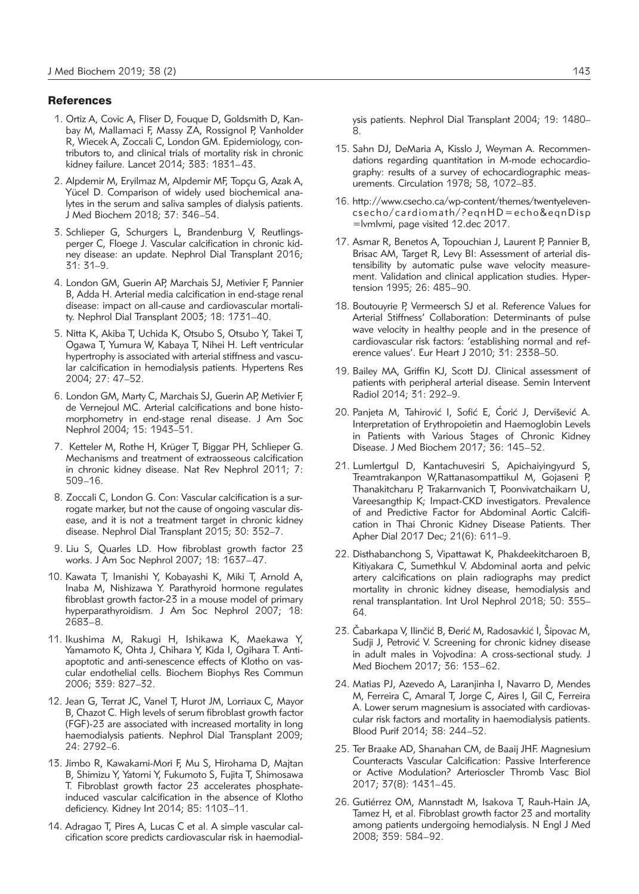## References

1. Ortiz A, Covic A, Fliser D, Fouque D, Goldsmith D, Kanbay M, Mallamaci F, Massy ZA, Rossignol P, Vanholder R, Wiecek A, Zoccali C, London GM. Epidemiology, contributors to, and clinical trials of mortality risk in chronic kidney failure. Lancet 2014; 383: 1831–43.
2. Alpdemir M, Eryilmaz M, Alpdemir MF, Topçu G, Azak A, Yücel D. Comparison of widely used biochemical analytes in the serum and saliva samples of dialysis patients. J Med Biochem 2018; 37: 346–54.
3. Schlieper G, Schurgers L, Brandenburg V, Reutlingsperger C, Floege J. Vascular calcification in chronic kidney disease: an update. Nephrol Dial Transplant 2016; 31: 31–9.
4. London GM, Guerin AP, Marchais SJ, Metivier F, Pannier B, Adda H. Arterial media calcification in end-stage renal disease: impact on all-cause and cardiovascular mortality. Nephrol Dial Transplant 2003; 18: 1731–40.
5. Nitta K, Akiba T, Uchida K, Otsubo S, Otsubo Y, Takei T, Ogawa T, Yumura W, Kabaya T, Nihei H. Left ventricular hypertrophy is associated with arterial stiffness and vascular calcification in hemodialysis patients. Hypertens Res 2004; 27: 47–52.
6. London GM, Marty C, Marchais SJ, Guerin AP, Metivier F, de Vernejoul MC. Arterial calcifications and bone histomorphometry in end-stage renal disease. J Am Soc Nephrol 2004; 15: 1943–51.
7. Ketteler M, Rothe H, Krüger T, Biggar PH, Schlieper G. Mechanisms and treatment of extraosseous calcification in chronic kidney disease. Nat Rev Nephrol 2011; 7: 509–16.
8. Zoccali C, London G. Con: Vascular calcification is a surrogate marker, but not the cause of ongoing vascular disease, and it is not a treatment target in chronic kidney disease. Nephrol Dial Transplant 2015; 30: 352–7.
9. Liu S, Quarles LD. How fibroblast growth factor 23 works. J Am Soc Nephrol 2007; 18: 1637–47.
10. Kawata T, Imanishi Y, Kobayashi K, Miki T, Arnold A, Inaba M, Nishizawa Y. Parathyroid hormone regulates fibroblast growth factor-23 in a mouse model of primary hyperparathyroidism. J Am Soc Nephrol 2007; 18: 2683–8.
11. Ikushima M, Rakugi H, Ishikawa K, Maekawa Y, Yamamoto K, Ohta J, Chihara Y, Kida I, Ogihara T. Anti-apoptotic and anti-senescence effects of Klotho on vascular endothelial cells. Biochem Biophys Res Commun 2006; 339: 827–32.
12. Jean G, Terrat JC, Vanel T, Hurot JM, Lorriaux C, Mayor B, Chazot C. High levels of serum fibroblast growth factor (FGF)-23 are associated with increased mortality in long haemodialysis patients. Nephrol Dial Transplant 2009; 24: 2792–6.
13. Jimbo R, Kawakami-Mori F, Mu S, Hirohama D, Majtan B, Shimizu Y, Yatomi Y, Fukumoto S, Fujita T, Shimosawa T. Fibroblast growth factor 23 accelerates phosphate-induced vascular calcification in the absence of Klotho deficiency. Kidney Int 2014; 85: 1103–11.
14. Adragao T, Pires A, Lucas C et al. A simple vascular calcification score predicts cardiovascular risk in haemodialysis patients. Nephrol Dial Transplant 2004; 19: 1480–8.
15. Sahn DJ, DeMaria A, Kisslo J, Weyman A. Recommendations regarding quantitation in M-mode echocardiography: results of a survey of echocardiographic measurements. Circulation 1978; 58, 1072–83.
16. http://www.csecho.ca/wp-content/themes/twentyeleven-csecho/cardiomath/?eqnHD=echo&eqnDisp=lvmlvmi, page visited 12.dec 2017.
17. Asmar R, Benetos A, Topouchian J, Laurent P, Pannier B, Brisac AM, Target R, Levy BI: Assessment of arterial distensibility by automatic pulse wave velocity measurement. Validation and clinical application studies. Hypertension 1995; 26: 485–90.
18. Boutouyrie P, Vermeersch SJ et al. Reference Values for Arterial Stiffness' Collaboration: Determinants of pulse wave velocity in healthy people and in the presence of cardiovascular risk factors: 'establishing normal and reference values'. Eur Heart J 2010; 31: 2338–50.
19. Bailey MA, Griffin KJ, Scott DJ. Clinical assessment of patients with peripheral arterial disease. Semin Intervent Radiol 2014; 31: 292–9.
20. Panjeta M, Tahirović I, Sofić E, Ćorić J, Dervišević A. Interpretation of Erythropoietin and Haemoglobin Levels in Patients with Various Stages of Chronic Kidney Disease. J Med Biochem 2017; 36: 145–52.
21. Lumlertgul D, Kantachuvesiri S, Apichaiyingyurd S, Treamtrakanpon W,Rattanasompattikul M, Gojaseni P, Thanakitcharu P, Trakarnvanich T, Poonvivatchaikarn U, Vareesangthip K; Impact-CKD investigators. Prevalence of and Predictive Factor for Abdominal Aortic Calcification in Thai Chronic Kidney Disease Patients. Ther Apher Dial 2017 Dec; 21(6): 611–9.
22. Disthabanchong S, Vipattawat K, Phakdeekitcharoen B, Kitiyakara C, Sumethkul V. Abdominal aorta and pelvic artery calcifications on plain radiographs may predict mortality in chronic kidney disease, hemodialysis and renal transplantation. Int Urol Nephrol 2018; 50: 355–64.
23. Čabarkapa V, Ilinčić B, Đerić M, Radosavkić I, Šipovac M, Sudji J, Petrović V. Screening for chronic kidney disease in adult males in Vojvodina: A cross-sectional study. J Med Biochem 2017; 36: 153–62.
24. Matias PJ, Azevedo A, Laranjinha I, Navarro D, Mendes M, Ferreira C, Amaral T, Jorge C, Aires I, Gil C, Ferreira A. Lower serum magnesium is associated with cardiovascular risk factors and mortality in haemodialysis patients. Blood Purif 2014; 38: 244–52.
25. Ter Braake AD, Shanahan CM, de Baaij JHF. Magnesium Counteracts Vascular Calcification: Passive Interference or Active Modulation? Arterioscler Thromb Vasc Biol 2017; 37(8): 1431–45.
26. Gutiérrez OM, Mannstadt M, Isakova T, Rauh-Hain JA, Tamez H, et al. Fibroblast growth factor 23 and mortality among patients undergoing hemodialysis. N Engl J Med 2008; 359: 584–92.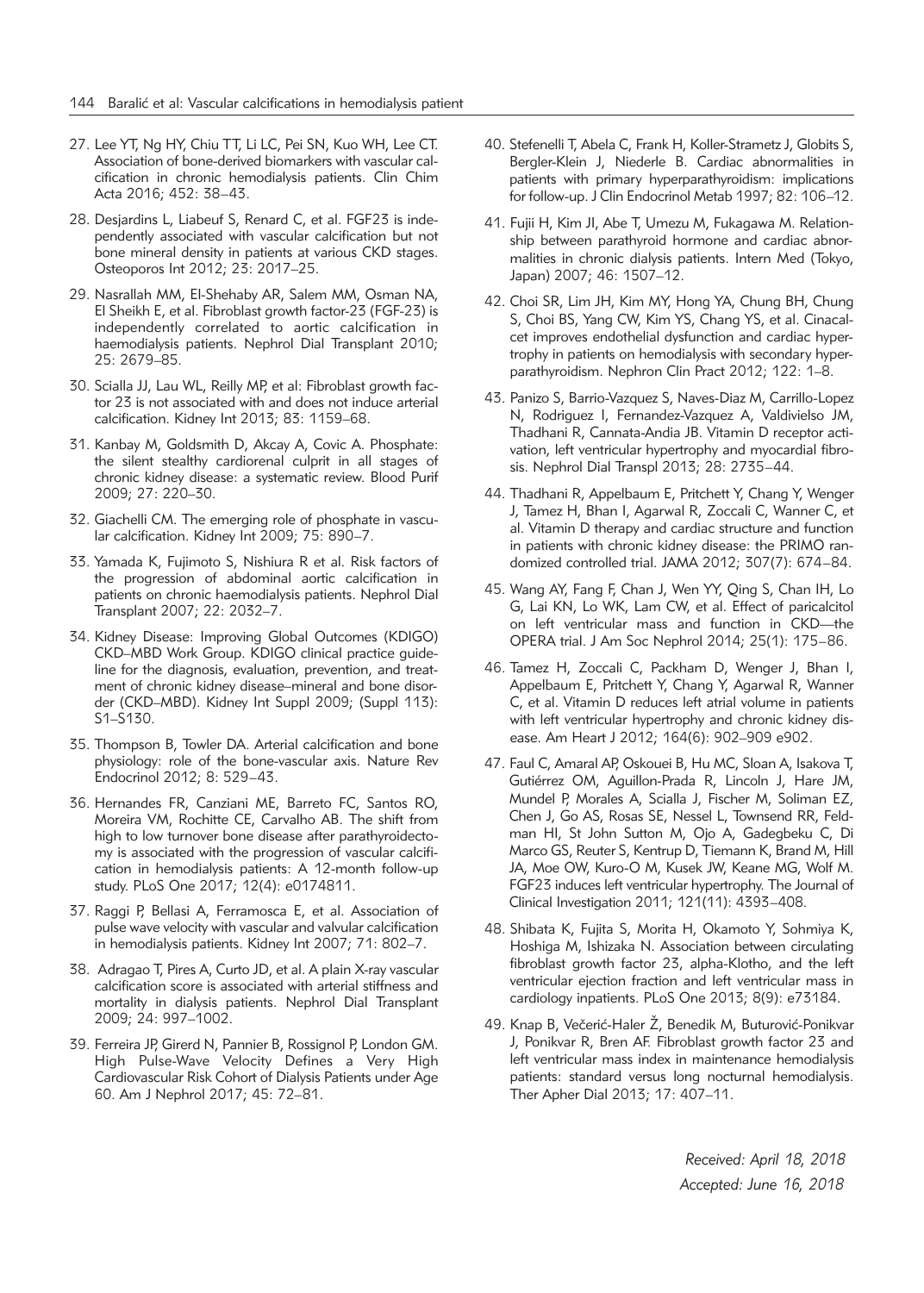27. Lee YT, Ng HY, Chiu TT, Li LC, Pei SN, Kuo WH, Lee CT. Association of bone-derived biomarkers with vascular calcification in chronic hemodialysis patients. Clin Chim Acta 2016; 452: 38–43.

28. Desjardins L, Liabeuf S, Renard C, et al. FGF23 is independently associated with vascular calcification but not bone mineral density in patients at various CKD stages. Osteoporos Int 2012; 23: 2017–25.

29. Nasrallah MM, El-Shehaby AR, Salem MM, Osman NA, El Sheikh E, et al. Fibroblast growth factor-23 (FGF-23) is independently correlated to aortic calcification in haemodialysis patients. Nephrol Dial Transplant 2010; 25: 2679–85.

30. Scialla JJ, Lau WL, Reilly MP, et al: Fibroblast growth factor 23 is not associated with and does not induce arterial calcification. Kidney Int 2013; 83: 1159–68.

31. Kanbay M, Goldsmith D, Akcay A, Covic A. Phosphate: the silent stealthy cardiorenal culprit in all stages of chronic kidney disease: a systematic review. Blood Purif 2009; 27: 220–30.

32. Giachelli CM. The emerging role of phosphate in vascular calcification. Kidney Int 2009; 75: 890–7.

33. Yamada K, Fujimoto S, Nishiura R et al. Risk factors of the progression of abdominal aortic calcification in patients on chronic haemodialysis patients. Nephrol Dial Transplant 2007; 22: 2032–7.

34. Kidney Disease: Improving Global Outcomes (KDIGO) CKD–MBD Work Group. KDIGO clinical practice guideline for the diagnosis, evaluation, prevention, and treatment of chronic kidney disease–mineral and bone disorder (CKD–MBD). Kidney Int Suppl 2009; (Suppl 113): S1–S130.

35. Thompson B, Towler DA. Arterial calcification and bone physiology: role of the bone-vascular axis. Nature Rev Endocrinol 2012; 8: 529–43.

36. Hernandes FR, Canziani ME, Barreto FC, Santos RO, Moreira VM, Rochitte CE, Carvalho AB. The shift from high to low turnover bone disease after parathyroidectomy is associated with the progression of vascular calcification in hemodialysis patients: A 12-month follow-up study. PLoS One 2017; 12(4): e0174811.

37. Raggi P, Bellasi A, Ferramosca E, et al. Association of pulse wave velocity with vascular and valvular calcification in hemodialysis patients. Kidney Int 2007; 71: 802–7.

38. Adragao T, Pires A, Curto JD, et al. A plain X-ray vascular calcification score is associated with arterial stiffness and mortality in dialysis patients. Nephrol Dial Transplant 2009; 24: 997–1002.

39. Ferreira JP, Girerd N, Pannier B, Rossignol P, London GM. High Pulse-Wave Velocity Defines a Very High Cardiovascular Risk Cohort of Dialysis Patients under Age 60. Am J Nephrol 2017; 45: 72–81.

40. Stefenelli T, Abela C, Frank H, Koller-Strametz J, Globits S, Bergler-Klein J, Niederle B. Cardiac abnormalities in patients with primary hyperparathyroidism: implications for follow-up. J Clin Endocrinol Metab 1997; 82: 106–12.

41. Fujii H, Kim JI, Abe T, Umezu M, Fukagawa M. Relationship between parathyroid hormone and cardiac abnormalities in chronic dialysis patients. Intern Med (Tokyo, Japan) 2007; 46: 1507–12.

42. Choi SR, Lim JH, Kim MY, Hong YA, Chung BH, Chung S, Choi BS, Yang CW, Kim YS, Chang YS, et al. Cinacalcet improves endothelial dysfunction and cardiac hypertrophy in patients on hemodialysis with secondary hyperparathyroidism. Nephron Clin Pract 2012; 122: 1–8.

43. Panizo S, Barrio-Vazquez S, Naves-Diaz M, Carrillo-Lopez N, Rodriguez I, Fernandez-Vazquez A, Valdivielso JM, Thadhani R, Cannata-Andia JB. Vitamin D receptor activation, left ventricular hypertrophy and myocardial fibrosis. Nephrol Dial Transpl 2013; 28: 2735–44.

44. Thadhani R, Appelbaum E, Pritchett Y, Chang Y, Wenger J, Tamez H, Bhan I, Agarwal R, Zoccali C, Wanner C, et al. Vitamin D therapy and cardiac structure and function in patients with chronic kidney disease: the PRIMO randomized controlled trial. JAMA 2012; 307(7): 674–84.

45. Wang AY, Fang F, Chan J, Wen YY, Qing S, Chan IH, Lo G, Lai KN, Lo WK, Lam CW, et al. Effect of paricalcitol on left ventricular mass and function in CKD—the OPERA trial. J Am Soc Nephrol 2014; 25(1): 175–86.

46. Tamez H, Zoccali C, Packham D, Wenger J, Bhan I, Appelbaum E, Pritchett Y, Chang Y, Agarwal R, Wanner C, et al. Vitamin D reduces left atrial volume in patients with left ventricular hypertrophy and chronic kidney disease. Am Heart J 2012; 164(6): 902–909 e902.

47. Faul C, Amaral AP, Oskouei B, Hu MC, Sloan A, Isakova T, Gutiérrez OM, Aguillon-Prada R, Lincoln J, Hare JM, Mundel P, Morales A, Scialla J, Fischer M, Soliman EZ, Chen J, Go AS, Rosas SE, Nessel L, Townsend RR, Feldman HI, St John Sutton M, Ojo A, Gadegbeku C, Di Marco GS, Reuter S, Kentrup D, Tiemann K, Brand M, Hill JA, Moe OW, Kuro-O M, Kusek JW, Keane MG, Wolf M. FGF23 induces left ventricular hypertrophy. The Journal of Clinical Investigation 2011; 121(11): 4393–408.

48. Shibata K, Fujita S, Morita H, Okamoto Y, Sohmiya K, Hoshiga M, Ishizaka N. Association between circulating fibroblast growth factor 23, alpha-Klotho, and the left ventricular ejection fraction and left ventricular mass in cardiology inpatients. PLoS One 2013; 8(9): e73184.

49. Knap B, Večerić-Haler Ž, Benedik M, Buturović-Ponikvar J, Ponikvar R, Bren AF. Fibroblast growth factor 23 and left ventricular mass index in maintenance hemodialysis patients: standard versus long nocturnal hemodialysis. Ther Apher Dial 2013; 17: 407–11.

*Received: April 18, 2018*
*Accepted: June 16, 2018*